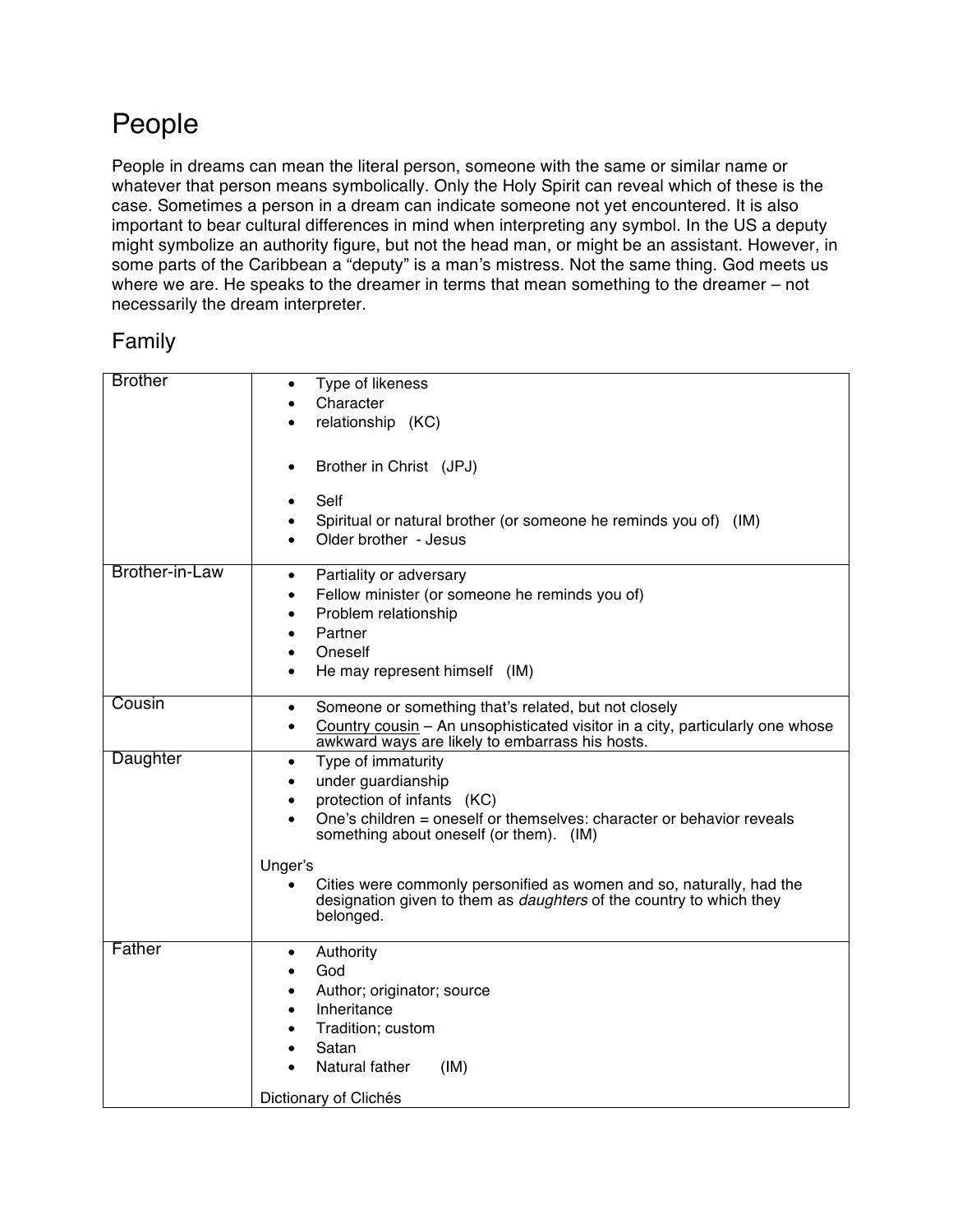# People

People in dreams can mean the literal person, someone with the same or similar name or whatever that person means symbolically. Only the Holy Spirit can reveal which of these is the case. Sometimes a person in a dream can indicate someone not yet encountered. It is also important to bear cultural differences in mind when interpreting any symbol. In the US a deputy might symbolize an authority figure, but not the head man, or might be an assistant. However, in some parts of the Caribbean a "deputy" is a man's mistress. Not the same thing. God meets us where we are. He speaks to the dreamer in terms that mean something to the dreamer – not necessarily the dream interpreter.

## Family

| | |
|---|---|
| Brother | • Type of likeness<br>• Character<br>• relationship (KC)<br><br>• Brother in Christ (JPJ)<br><br>• Self<br>• Spiritual or natural brother (or someone he reminds you of) (IM)<br>• Older brother - Jesus |
| Brother-in-Law | • Partiality or adversary<br>• Fellow minister (or someone he reminds you of)<br>• Problem relationship<br>• Partner<br>• Oneself<br>• He may represent himself (IM) |
| Cousin | • Someone or something that's related, but not closely<br>• Country cousin – An unsophisticated visitor in a city, particularly one whose awkward ways are likely to embarrass his hosts. |
| Daughter | • Type of immaturity<br>• under guardianship<br>• protection of infants (KC)<br>• One's children = oneself or themselves: character or behavior reveals something about oneself (or them). (IM)<br><br>Unger's<br>• Cities were commonly personified as women and so, naturally, had the designation given to them as *daughters* of the country to which they belonged. |
| Father | • Authority<br>• God<br>• Author; originator; source<br>• Inheritance<br>• Tradition; custom<br>• Satan<br>• Natural father (IM)<br><br>Dictionary of Clichés |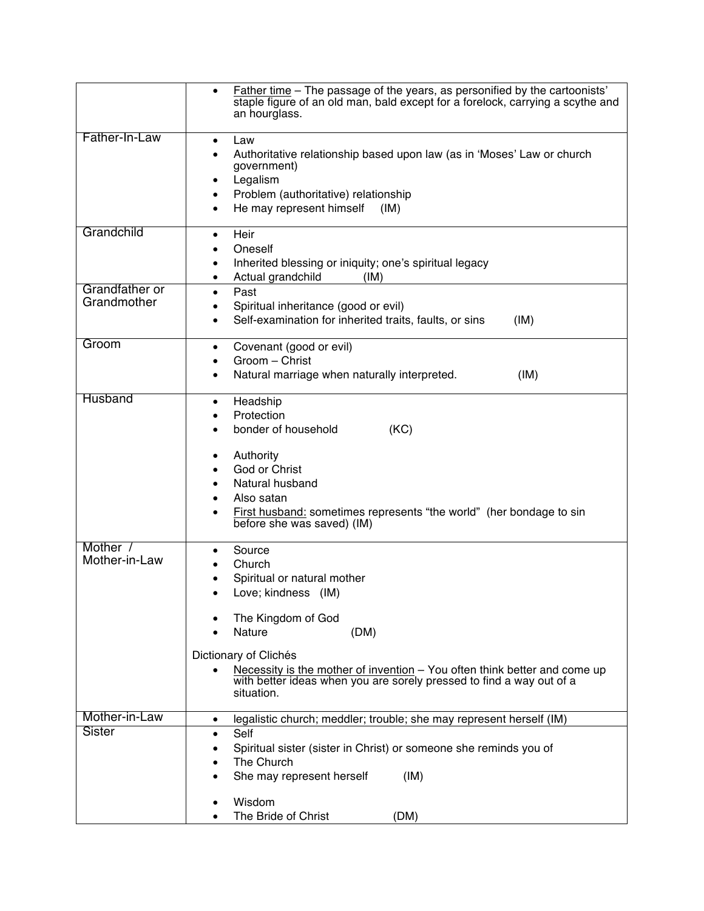| | |
|---|---|
| | • <u>Father time</u> – The passage of the years, as personified by the cartoonists' staple figure of an old man, bald except for a forelock, carrying a scythe and an hourglass. |
| Father-In-Law | • Law<br>• Authoritative relationship based upon law (as in 'Moses' Law or church government)<br>• Legalism<br>• Problem (authoritative) relationship<br>• He may represent himself (IM) |
| Grandchild | • Heir<br>• Oneself<br>• Inherited blessing or iniquity; one's spiritual legacy<br>• Actual grandchild (IM) |
| Grandfather or Grandmother | • Past<br>• Spiritual inheritance (good or evil)<br>• Self-examination for inherited traits, faults, or sins (IM) |
| Groom | • Covenant (good or evil)<br>• Groom – Christ<br>• Natural marriage when naturally interpreted. (IM) |
| Husband | • Headship<br>• Protection<br>• bonder of household (KC)<br><br>• Authority<br>• God or Christ<br>• Natural husband<br>• Also satan<br>• <u>First husband:</u> sometimes represents "the world" (her bondage to sin before she was saved) (IM) |
| Mother / Mother-in-Law | • Source<br>• Church<br>• Spiritual or natural mother<br>• Love; kindness (IM)<br><br>• The Kingdom of God<br>• Nature (DM)<br><br>Dictionary of Clichés<br>• <u>Necessity is the mother of invention</u> – You often think better and come up with better ideas when you are sorely pressed to find a way out of a situation. |
| Mother-in-Law | • legalistic church; meddler; trouble; she may represent herself (IM) |
| Sister | • Self<br>• Spiritual sister (sister in Christ) or someone she reminds you of<br>• The Church<br>• She may represent herself (IM)<br><br>• Wisdom<br>• The Bride of Christ (DM) |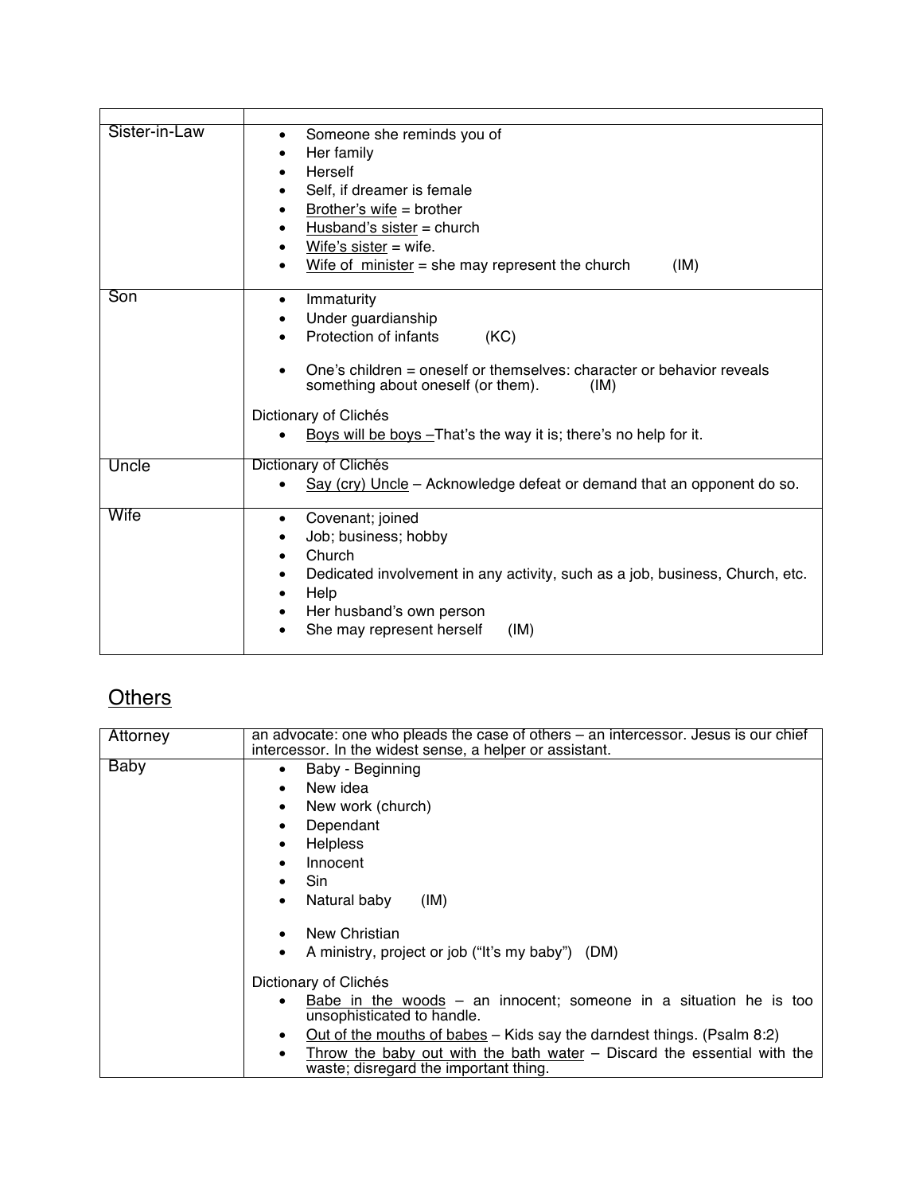| | |
|---|---|
| Sister-in-Law | • Someone she reminds you of<br>• Her family<br>• Herself<br>• Self, if dreamer is female<br>• <u>Brother's wife</u> = brother<br>• <u>Husband's sister</u> = church<br>• <u>Wife's sister</u> = wife.<br>• <u>Wife of minister</u> = she may represent the church (IM) |
| Son | • Immaturity<br>• Under guardianship<br>• Protection of infants (KC)<br><br>• One's children = oneself or themselves: character or behavior reveals something about oneself (or them). (IM)<br><br>Dictionary of Clichés<br>• <u>Boys will be boys</u> –That's the way it is; there's no help for it. |
| Uncle | Dictionary of Clichés<br>• <u>Say (cry) Uncle</u> – Acknowledge defeat or demand that an opponent do so. |
| Wife | • Covenant; joined<br>• Job; business; hobby<br>• Church<br>• Dedicated involvement in any activity, such as a job, business, Church, etc.<br>• Help<br>• Her husband's own person<br>• She may represent herself (IM) |

## <u>Others</u>

| | |
|---|---|
| Attorney | an advocate: one who pleads the case of others – an intercessor. Jesus is our chief intercessor. In the widest sense, a helper or assistant. |
| Baby | • Baby - Beginning<br>• New idea<br>• New work (church)<br>• Dependant<br>• Helpless<br>• Innocent<br>• Sin<br>• Natural baby (IM)<br><br>• New Christian<br>• A ministry, project or job ("It's my baby") (DM)<br><br>Dictionary of Clichés<br>• <u>Babe in the woods</u> – an innocent; someone in a situation he is too unsophisticated to handle.<br>• <u>Out of the mouths of babes</u> – Kids say the darndest things. (Psalm 8:2)<br>• <u>Throw the baby out with the bath water</u> – Discard the essential with the waste; disregard the important thing. |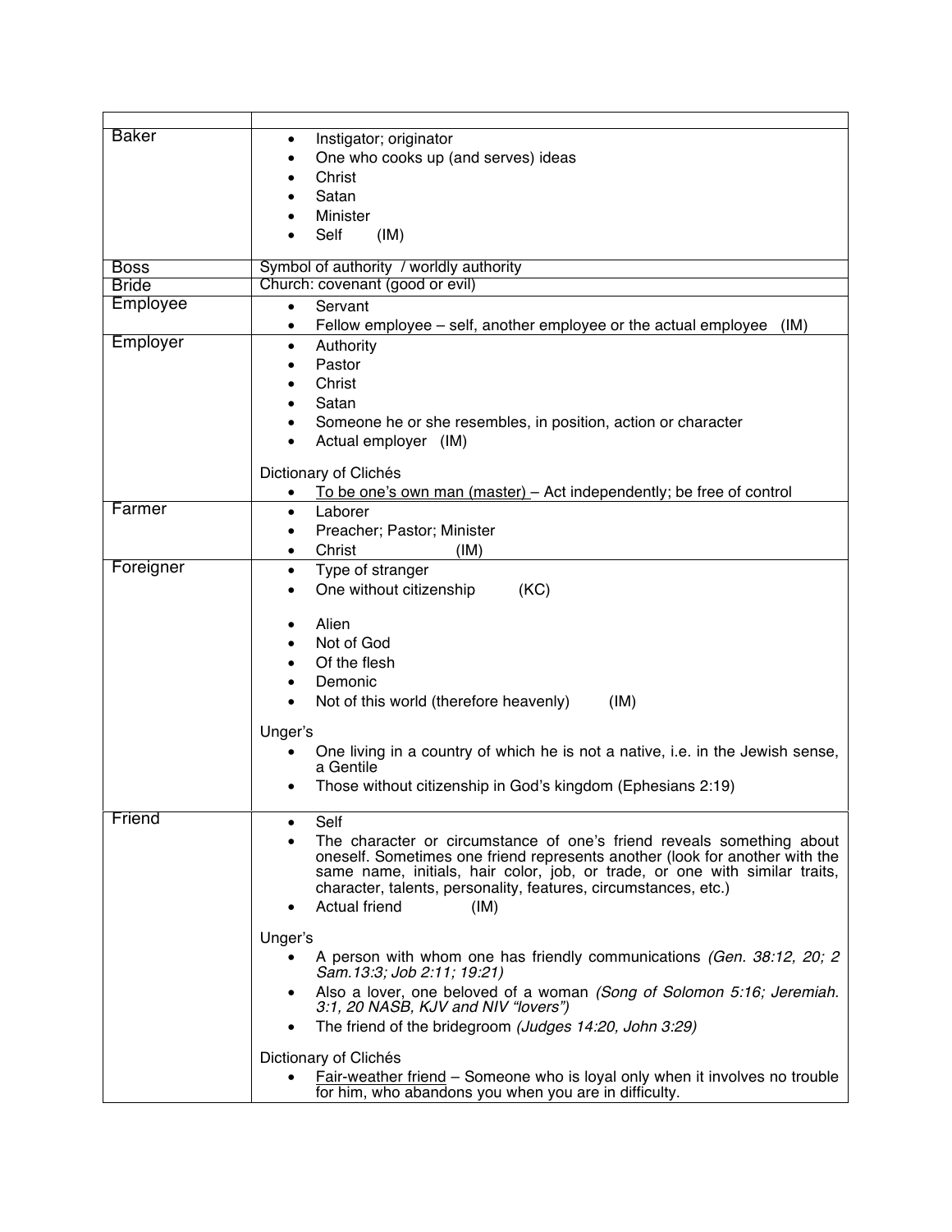| | |
|---|---|
| Baker | • Instigator; originator<br>• One who cooks up (and serves) ideas<br>• Christ<br>• Satan<br>• Minister<br>• Self (IM) |
| Boss | Symbol of authority / worldly authority |
| Bride | Church: covenant (good or evil) |
| Employee | • Servant<br>• Fellow employee – self, another employee or the actual employee (IM) |
| Employer | • Authority<br>• Pastor<br>• Christ<br>• Satan<br>• Someone he or she resembles, in position, action or character<br>• Actual employer (IM)<br><br>Dictionary of Clichés<br>• To be one's own man (master) – Act independently; be free of control |
| Farmer | • Laborer<br>• Preacher; Pastor; Minister<br>• Christ (IM) |
| Foreigner | • Type of stranger<br>• One without citizenship (KC)<br><br>• Alien<br>• Not of God<br>• Of the flesh<br>• Demonic<br>• Not of this world (therefore heavenly) (IM)<br><br>Unger's<br>• One living in a country of which he is not a native, i.e. in the Jewish sense, a Gentile<br>• Those without citizenship in God's kingdom (Ephesians 2:19) |
| Friend | • Self<br>• The character or circumstance of one's friend reveals something about oneself. Sometimes one friend represents another (look for another with the same name, initials, hair color, job, or trade, or one with similar traits, character, talents, personality, features, circumstances, etc.)<br>• Actual friend (IM)<br><br>Unger's<br>• A person with whom one has friendly communications *(Gen. 38:12, 20; 2 Sam.13:3; Job 2:11; 19:21)*<br>• Also a lover, one beloved of a woman *(Song of Solomon 5:16; Jeremiah. 3:1, 20 NASB, KJV and NIV "lovers")*<br>• The friend of the bridegroom *(Judges 14:20, John 3:29)*<br><br>Dictionary of Clichés<br>• Fair-weather friend – Someone who is loyal only when it involves no trouble for him, who abandons you when you are in difficulty. |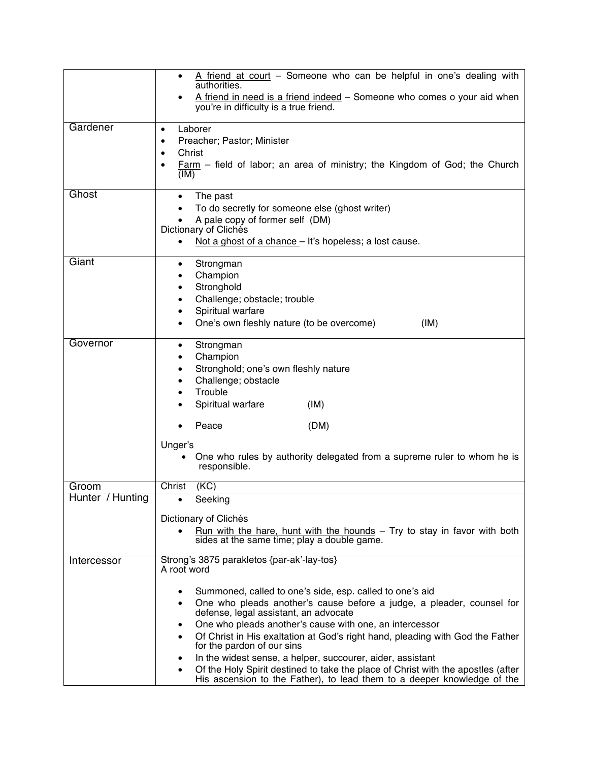| | |
|---|---|
| | • <u>A friend at court</u> – Someone who can be helpful in one's dealing with authorities.<br>• <u>A friend in need is a friend indeed</u> – Someone who comes o your aid when you're in difficulty is a true friend. |
| Gardener | • Laborer<br>• Preacher; Pastor; Minister<br>• Christ<br>• <u>Farm</u> – field of labor; an area of ministry; the Kingdom of God; the Church (IM) |
| Ghost | • The past<br>• To do secretly for someone else (ghost writer)<br>• A pale copy of former self (DM)<br>Dictionary of Clichés<br>• <u>Not a ghost of a chance</u> – It's hopeless; a lost cause. |
| Giant | • Strongman<br>• Champion<br>• Stronghold<br>• Challenge; obstacle; trouble<br>• Spiritual warfare<br>• One's own fleshly nature (to be overcome) (IM) |
| Governor | • Strongman<br>• Champion<br>• Stronghold; one's own fleshly nature<br>• Challenge; obstacle<br>• Trouble<br>• Spiritual warfare (IM)<br>• Peace (DM)<br>Unger's<br>• One who rules by authority delegated from a supreme ruler to whom he is responsible. |
| Groom | Christ (KC) |
| Hunter / Hunting | • Seeking<br>Dictionary of Clichés<br>• <u>Run with the hare, hunt with the hounds</u> – Try to stay in favor with both sides at the same time; play a double game. |
| Intercessor | Strong's 3875 parakletos {par-ak'-lay-tos}<br>A root word<br>• Summoned, called to one's side, esp. called to one's aid<br>• One who pleads another's cause before a judge, a pleader, counsel for defense, legal assistant, an advocate<br>• One who pleads another's cause with one, an intercessor<br>• Of Christ in His exaltation at God's right hand, pleading with God the Father for the pardon of our sins<br>• In the widest sense, a helper, succourer, aider, assistant<br>• Of the Holy Spirit destined to take the place of Christ with the apostles (after His ascension to the Father), to lead them to a deeper knowledge of the |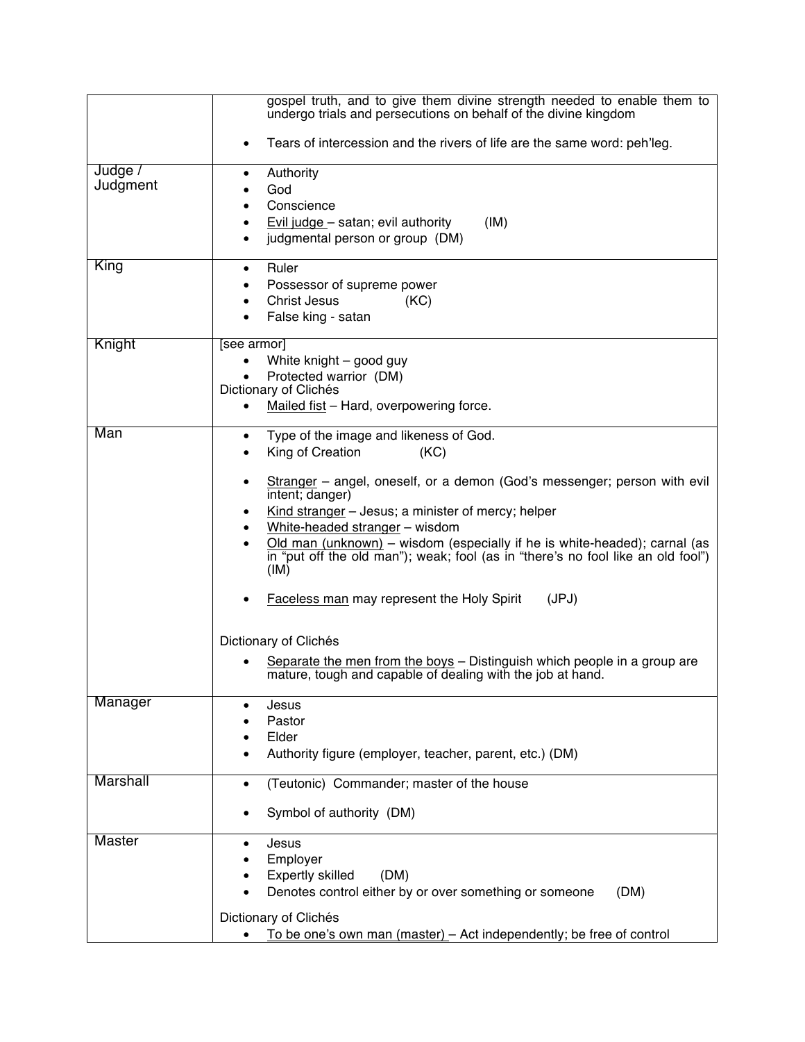| | |
|---|---|
| | gospel truth, and to give them divine strength needed to enable them to undergo trials and persecutions on behalf of the divine kingdom<br><br>• Tears of intercession and the rivers of life are the same word: peh'leg. |
| Judge / Judgment | • Authority<br>• God<br>• Conscience<br>• <u>Evil judge</u> – satan; evil authority (IM)<br>• judgmental person or group (DM) |
| King | • Ruler<br>• Possessor of supreme power<br>• Christ Jesus (KC)<br>• False king - satan |
| Knight | [see armor]<br>• White knight – good guy<br>• Protected warrior (DM)<br>Dictionary of Clichés<br>• <u>Mailed fist</u> – Hard, overpowering force. |
| Man | • Type of the image and likeness of God.<br>• King of Creation (KC)<br><br>• <u>Stranger</u> – angel, oneself, or a demon (God's messenger; person with evil intent; danger)<br>• <u>Kind stranger</u> – Jesus; a minister of mercy; helper<br>• <u>White-headed stranger</u> – wisdom<br>• <u>Old man (unknown)</u> – wisdom (especially if he is white-headed); carnal (as in "put off the old man"); weak; fool (as in "there's no fool like an old fool") (IM)<br><br>• <u>Faceless man</u> may represent the Holy Spirit (JPJ)<br><br>Dictionary of Clichés<br>• <u>Separate the men from the boys</u> – Distinguish which people in a group are mature, tough and capable of dealing with the job at hand. |
| Manager | • Jesus<br>• Pastor<br>• Elder<br>• Authority figure (employer, teacher, parent, etc.) (DM) |
| Marshall | • (Teutonic) Commander; master of the house<br><br>• Symbol of authority (DM) |
| Master | • Jesus<br>• Employer<br>• Expertly skilled (DM)<br>• Denotes control either by or over something or someone (DM)<br><br>Dictionary of Clichés<br>• <u>To be one's own man (master)</u> – Act independently; be free of control |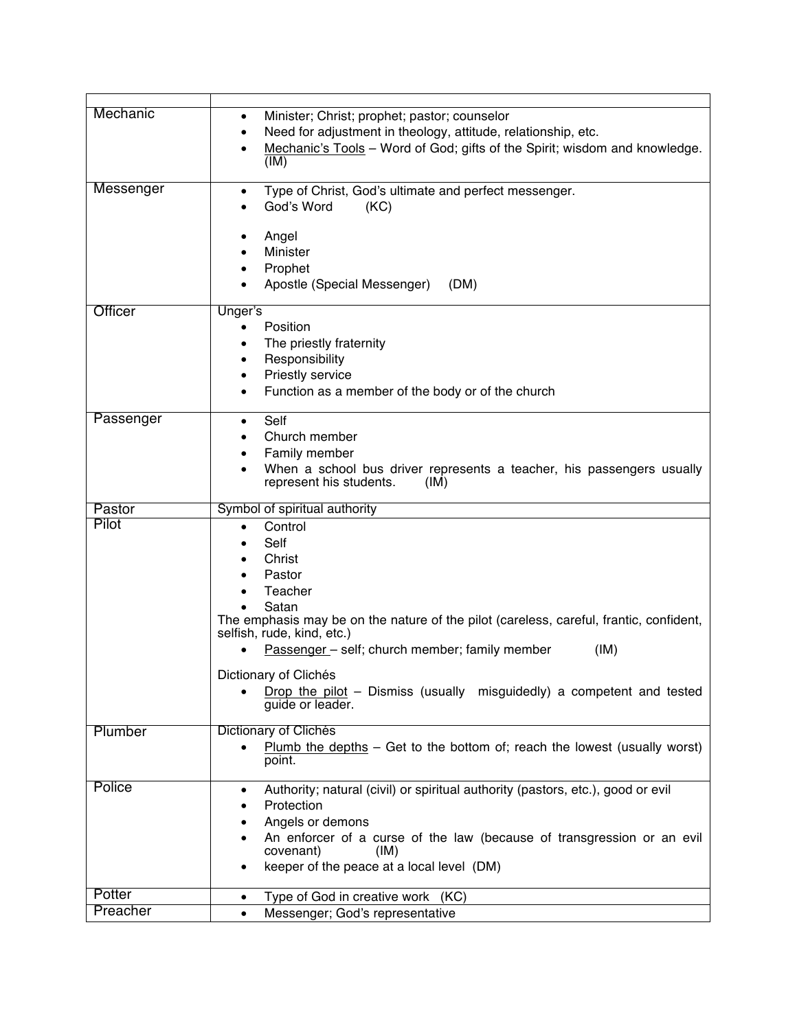| | |
|---|---|
| Mechanic | • Minister; Christ; prophet; pastor; counselor<br>• Need for adjustment in theology, attitude, relationship, etc.<br>• <u>Mechanic's Tools</u> – Word of God; gifts of the Spirit; wisdom and knowledge. (IM) |
| Messenger | • Type of Christ, God's ultimate and perfect messenger.<br>• God's Word (KC)<br><br>• Angel<br>• Minister<br>• Prophet<br>• Apostle (Special Messenger) (DM) |
| Officer | Unger's<br>• Position<br>• The priestly fraternity<br>• Responsibility<br>• Priestly service<br>• Function as a member of the body or of the church |
| Passenger | • Self<br>• Church member<br>• Family member<br>• When a school bus driver represents a teacher, his passengers usually represent his students. (IM) |
| Pastor | Symbol of spiritual authority |
| Pilot | • Control<br>• Self<br>• Christ<br>• Pastor<br>• Teacher<br>• Satan<br>The emphasis may be on the nature of the pilot (careless, careful, frantic, confident, selfish, rude, kind, etc.)<br>• <u>Passenger</u> – self; church member; family member (IM)<br><br>Dictionary of Clichés<br>• <u>Drop the pilot</u> – Dismiss (usually misguidedly) a competent and tested guide or leader. |
| Plumber | Dictionary of Clichés<br>• <u>Plumb the depths</u> – Get to the bottom of; reach the lowest (usually worst) point. |
| Police | • Authority; natural (civil) or spiritual authority (pastors, etc.), good or evil<br>• Protection<br>• Angels or demons<br>• An enforcer of a curse of the law (because of transgression or an evil covenant) (IM)<br>• keeper of the peace at a local level (DM) |
| Potter | • Type of God in creative work (KC) |
| Preacher | • Messenger; God's representative |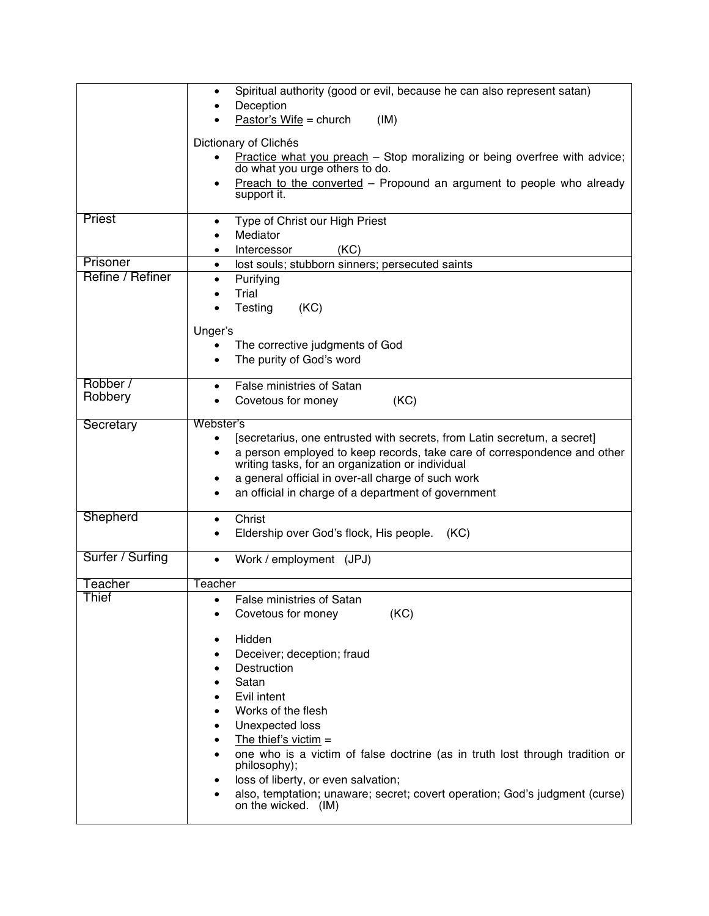| | |
|---|---|
| | • Spiritual authority (good or evil, because he can also represent satan)<br>• Deception<br>• <u>Pastor's Wife</u> = church (IM)<br><br>Dictionary of Clichés<br>• <u>Practice what you preach</u> – Stop moralizing or being overfree with advice; do what you urge others to do.<br>• <u>Preach to the converted</u> – Propound an argument to people who already support it. |
| Priest | • Type of Christ our High Priest<br>• Mediator<br>• Intercessor (KC) |
| Prisoner | • lost souls; stubborn sinners; persecuted saints |
| Refine / Refiner | • Purifying<br>• Trial<br>• Testing (KC)<br><br>Unger's<br>• The corrective judgments of God<br>• The purity of God's word |
| Robber / Robbery | • False ministries of Satan<br>• Covetous for money (KC) |
| Secretary | Webster's<br>• [secretarius, one entrusted with secrets, from Latin secretum, a secret]<br>• a person employed to keep records, take care of correspondence and other writing tasks, for an organization or individual<br>• a general official in over-all charge of such work<br>• an official in charge of a department of government |
| Shepherd | • Christ<br>• Eldership over God's flock, His people. (KC) |
| Surfer / Surfing | • Work / employment (JPJ) |
| Teacher | Teacher |
| Thief | • False ministries of Satan<br>• Covetous for money (KC)<br><br>• Hidden<br>• Deceiver; deception; fraud<br>• Destruction<br>• Satan<br>• Evil intent<br>• Works of the flesh<br>• Unexpected loss<br>• <u>The thief's victim</u> =<br>• one who is a victim of false doctrine (as in truth lost through tradition or philosophy);<br>• loss of liberty, or even salvation;<br>• also, temptation; unaware; secret; covert operation; God's judgment (curse) on the wicked. (IM) |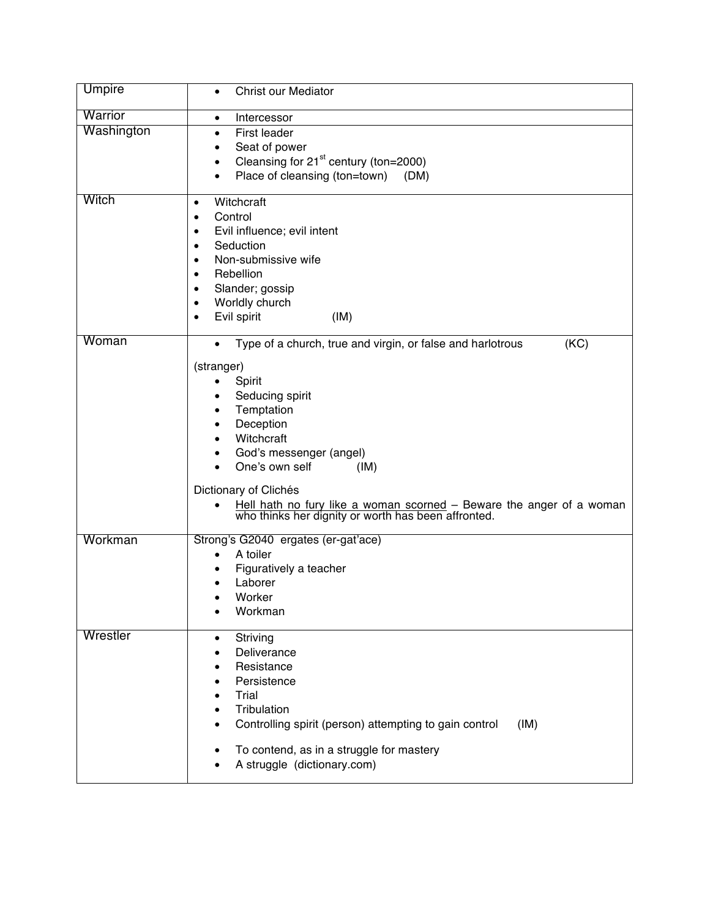| | |
|---|---|
| Umpire | • Christ our Mediator |
| Warrior | • Intercessor |
| Washington | • First leader<br>• Seat of power<br>• Cleansing for 21st century (ton=2000)<br>• Place of cleansing (ton=town) (DM) |
| Witch | • Witchcraft<br>• Control<br>• Evil influence; evil intent<br>• Seduction<br>• Non-submissive wife<br>• Rebellion<br>• Slander; gossip<br>• Worldly church<br>• Evil spirit (IM) |
| Woman | • Type of a church, true and virgin, or false and harlotrous (KC)<br><br>(stranger)<br>• Spirit<br>• Seducing spirit<br>• Temptation<br>• Deception<br>• Witchcraft<br>• God's messenger (angel)<br>• One's own self (IM)<br><br>Dictionary of Clichés<br>• Hell hath no fury like a woman scorned – Beware the anger of a woman who thinks her dignity or worth has been affronted. |
| Workman | Strong's G2040 ergates (er-gat'ace)<br>• A toiler<br>• Figuratively a teacher<br>• Laborer<br>• Worker<br>• Workman |
| Wrestler | • Striving<br>• Deliverance<br>• Resistance<br>• Persistence<br>• Trial<br>• Tribulation<br>• Controlling spirit (person) attempting to gain control (IM)<br><br>• To contend, as in a struggle for mastery<br>• A struggle (dictionary.com) |